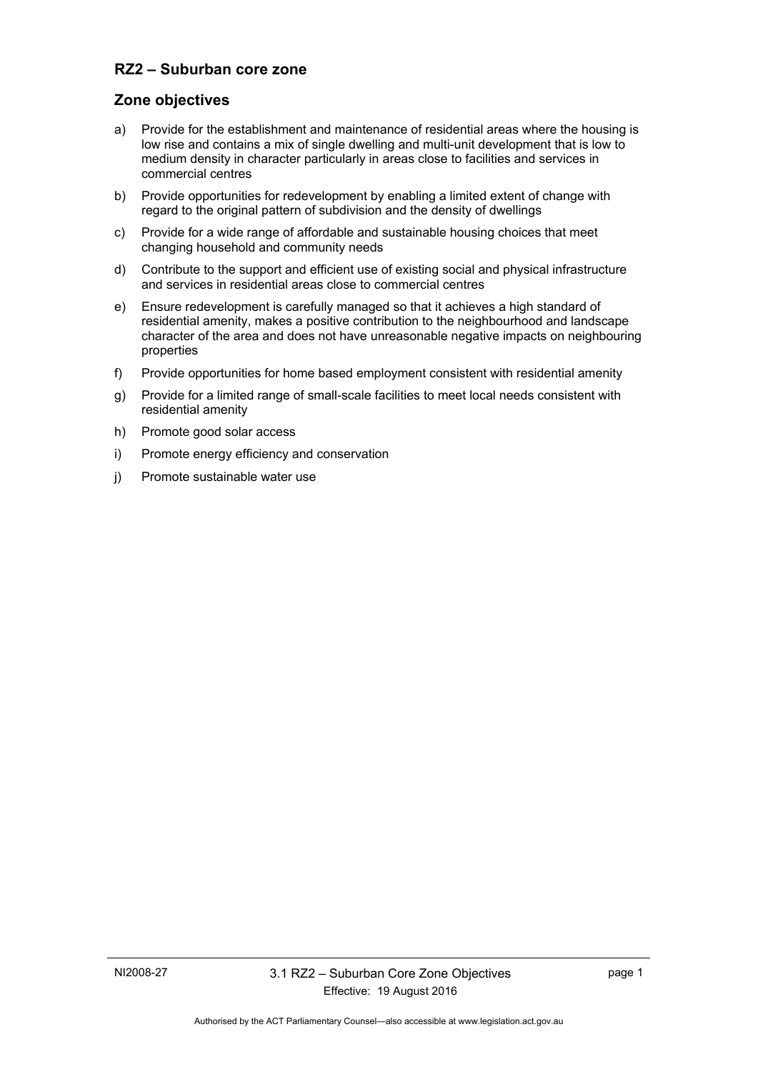## RZ2 – Suburban core zone

### Zone objectives

a) Provide for the establishment and maintenance of residential areas where the housing is low rise and contains a mix of single dwelling and multi-unit development that is low to medium density in character particularly in areas close to facilities and services in commercial centres

b) Provide opportunities for redevelopment by enabling a limited extent of change with regard to the original pattern of subdivision and the density of dwellings

c) Provide for a wide range of affordable and sustainable housing choices that meet changing household and community needs

d) Contribute to the support and efficient use of existing social and physical infrastructure and services in residential areas close to commercial centres

e) Ensure redevelopment is carefully managed so that it achieves a high standard of residential amenity, makes a positive contribution to the neighbourhood and landscape character of the area and does not have unreasonable negative impacts on neighbouring properties

f) Provide opportunities for home based employment consistent with residential amenity

g) Provide for a limited range of small-scale facilities to meet local needs consistent with residential amenity

h) Promote good solar access

i) Promote energy efficiency and conservation

j) Promote sustainable water use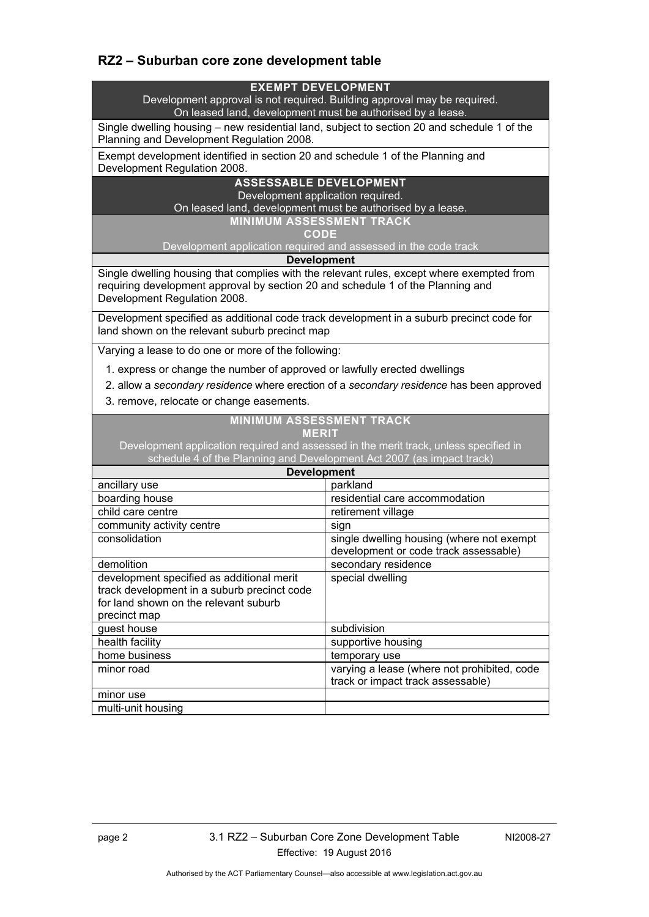## RZ2 – Suburban core zone development table

| EXEMPT DEVELOPMENT<br>Development approval is not required. Building approval may be required.<br>On leased land, development must be authorised by a lease. |
|---|
| Single dwelling housing – new residential land, subject to section 20 and schedule 1 of the Planning and Development Regulation 2008. |
| Exempt development identified in section 20 and schedule 1 of the Planning and Development Regulation 2008. |
| **ASSESSABLE DEVELOPMENT**<br>Development application required.<br>On leased land, development must be authorised by a lease. |
| **MINIMUM ASSESSMENT TRACK**<br>**CODE**<br>Development application required and assessed in the code track |
| **Development** |
| Single dwelling housing that complies with the relevant rules, except where exempted from requiring development approval by section 20 and schedule 1 of the Planning and Development Regulation 2008. |
| Development specified as additional code track development in a suburb precinct code for land shown on the relevant suburb precinct map |
| Varying a lease to do one or more of the following:<br>1. express or change the number of approved or lawfully erected dwellings<br>2. allow a *secondary residence* where erection of a *secondary residence* has been approved<br>3. remove, relocate or change easements. |

| MINIMUM ASSESSMENT TRACK<br>MERIT<br>Development application required and assessed in the merit track, unless specified in schedule 4 of the Planning and Development Act 2007 (as impact track) | |
|---|---|
| **Development** | |
| ancillary use | parkland |
| boarding house | residential care accommodation |
| child care centre | retirement village |
| community activity centre | sign |
| consolidation | single dwelling housing (where not exempt development or code track assessable) |
| demolition | secondary residence |
| development specified as additional merit track development in a suburb precinct code for land shown on the relevant suburb precinct map | special dwelling |
| guest house | subdivision |
| health facility | supportive housing |
| home business | temporary use |
| minor road | varying a lease (where not prohibited, code track or impact track assessable) |
| minor use | |
| multi-unit housing | |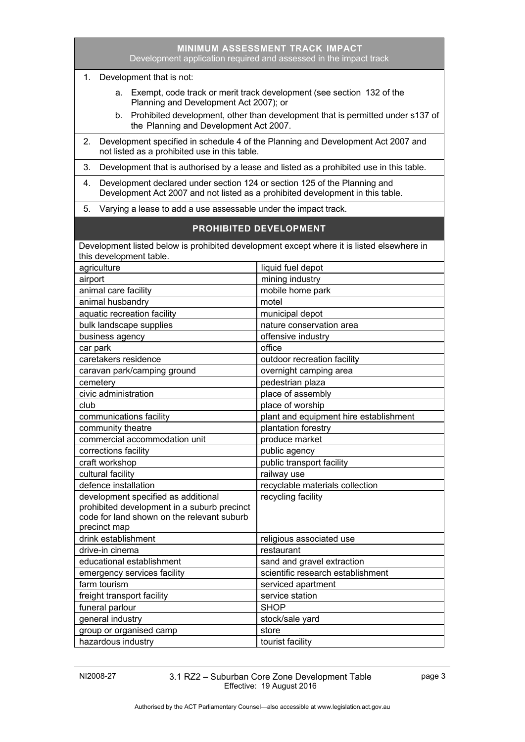## MINIMUM ASSESSMENT TRACK IMPACT

Development application required and assessed in the impact track

1. Development that is not:
   a. Exempt, code track or merit track development (see section 132 of the Planning and Development Act 2007); or
   b. Prohibited development, other than development that is permitted under s137 of the Planning and Development Act 2007.
2. Development specified in schedule 4 of the Planning and Development Act 2007 and not listed as a prohibited use in this table.
3. Development that is authorised by a lease and listed as a prohibited use in this table.
4. Development declared under section 124 or section 125 of the Planning and Development Act 2007 and not listed as a prohibited development in this table.
5. Varying a lease to add a use assessable under the impact track.

## PROHIBITED DEVELOPMENT

Development listed below is prohibited development except where it is listed elsewhere in this development table.

| | |
|---|---|
| agriculture | liquid fuel depot |
| airport | mining industry |
| animal care facility | mobile home park |
| animal husbandry | motel |
| aquatic recreation facility | municipal depot |
| bulk landscape supplies | nature conservation area |
| business agency | offensive industry |
| car park | office |
| caretakers residence | outdoor recreation facility |
| caravan park/camping ground | overnight camping area |
| cemetery | pedestrian plaza |
| civic administration | place of assembly |
| club | place of worship |
| communications facility | plant and equipment hire establishment |
| community theatre | plantation forestry |
| commercial accommodation unit | produce market |
| corrections facility | public agency |
| craft workshop | public transport facility |
| cultural facility | railway use |
| defence installation | recyclable materials collection |
| development specified as additional prohibited development in a suburb precinct code for land shown on the relevant suburb precinct map | recycling facility |
| drink establishment | religious associated use |
| drive-in cinema | restaurant |
| educational establishment | sand and gravel extraction |
| emergency services facility | scientific research establishment |
| farm tourism | serviced apartment |
| freight transport facility | service station |
| funeral parlour | SHOP |
| general industry | stock/sale yard |
| group or organised camp | store |
| hazardous industry | tourist facility |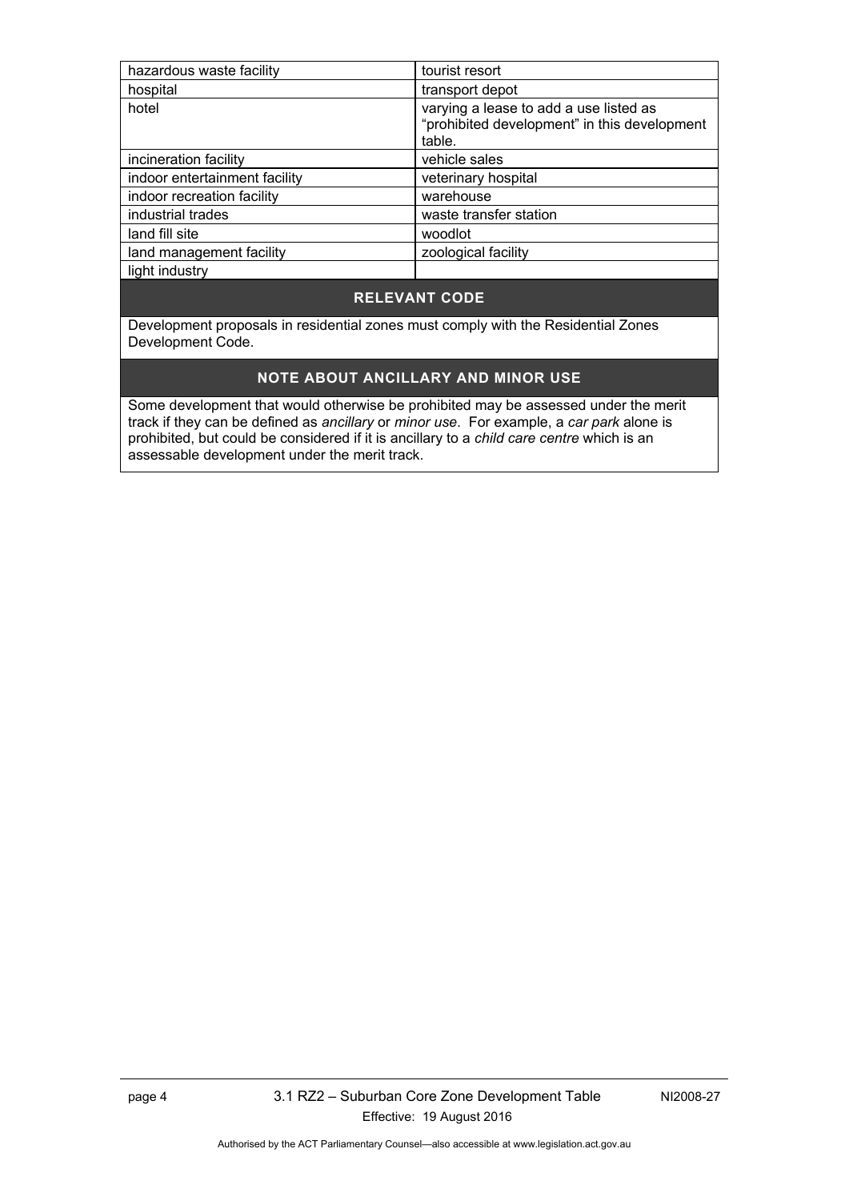| | |
|---|---|
| hazardous waste facility | tourist resort |
| hospital | transport depot |
| hotel | varying a lease to add a use listed as "prohibited development" in this development table. |
| incineration facility | vehicle sales |
| indoor entertainment facility | veterinary hospital |
| indoor recreation facility | warehouse |
| industrial trades | waste transfer station |
| land fill site | woodlot |
| land management facility | zoological facility |
| light industry | |

## RELEVANT CODE

Development proposals in residential zones must comply with the Residential Zones Development Code.

## NOTE ABOUT ANCILLARY AND MINOR USE

Some development that would otherwise be prohibited may be assessed under the merit track if they can be defined as *ancillary* or *minor use*. For example, a *car park* alone is prohibited, but could be considered if it is ancillary to a *child care centre* which is an assessable development under the merit track.